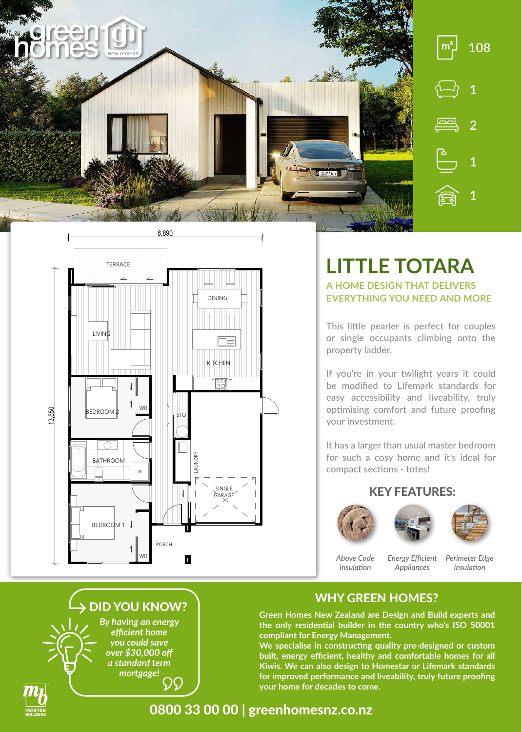green homes New Zealand

108

1

2

1

1

8,890

13,550

TERRACE

DINING

LIVING

KITCHEN

BEDROOM 2

WR

STO

BATHROOM

LAUNDRY

SINGLE GARAGE

BEDROOM 1

PORCH

WR

# LITTLE TOTARA

## A HOME DESIGN THAT DELIVERS EVERYTHING YOU NEED AND MORE

This little pearler is perfect for couples or single occupants climbing onto the property ladder.

If you're in your twilight years it could be modified to Lifemark standards for easy accessibility and liveability, truly optimising comfort and future proofing your investment.

It has a larger than usual master bedroom for such a cosy home and it's ideal for compact sections - totes!

### KEY FEATURES:

*Above Code Insulation*

*Energy Efficient Appliances*

*Perimeter Edge Insulation*

### DID YOU KNOW?

*By having an energy efficient home you could save over $30,000 off a standard term mortgage!*

### WHY GREEN HOMES?

**Green Homes New Zealand are Design and Build experts and the only residential builder in the country who's ISO 50001 compliant for Energy Management.**

**We specialise in constructing quality pre-designed or custom built, energy efficient, healthy and comfortable homes for all Kiwis. We can also design to Homestar or Lifemark standards for improved performance and liveability, truly future proofing your home for decades to come.**

MASTER BUILDERS

**0800 33 00 00 | greenhomesnz.co.nz**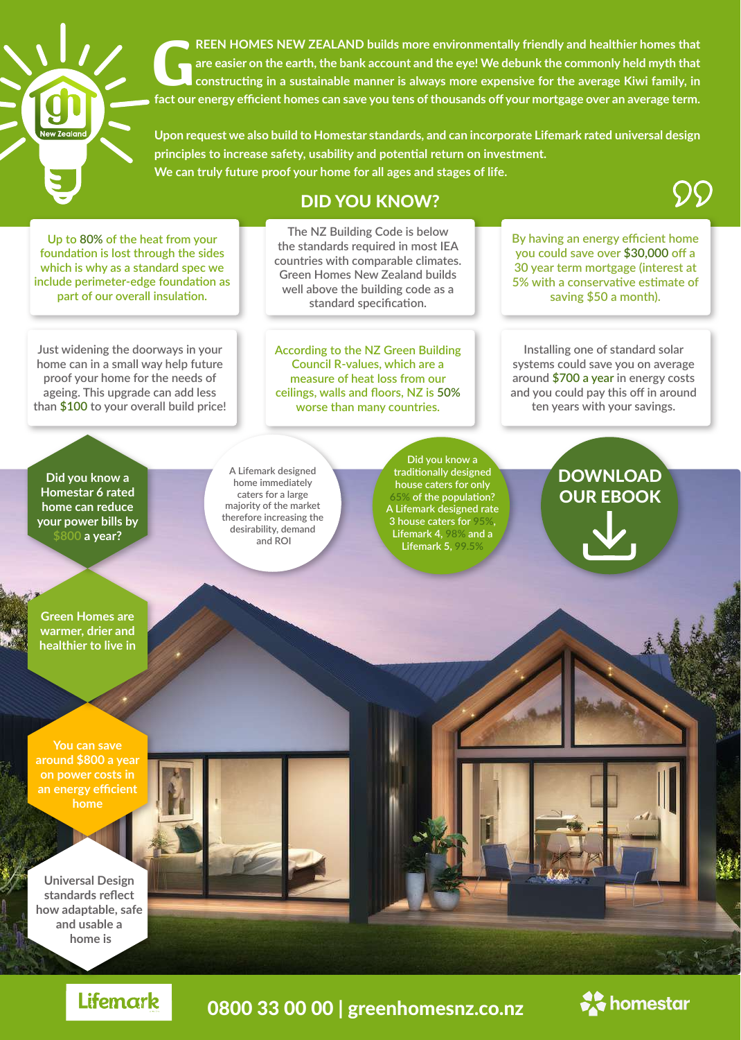**GREEN HOMES NEW ZEALAND builds more environmentally friendly and healthier homes that are easier on the earth, the bank account and the eye! We debunk the commonly held myth that constructing in a sustainable manner is always more expensive for the average Kiwi family, in fact our energy efficient homes can save you tens of thousands off your mortgage over an average term.**

**Upon request we also build to Homestar standards, and can incorporate Lifemark rated universal design principles to increase safety, usability and potential return on investment. We can truly future proof your home for all ages and stages of life.**

## DID YOU KNOW?

Up to 80% of the heat from your foundation is lost through the sides which is why as a standard spec we include perimeter-edge foundation as part of our overall insulation.

The NZ Building Code is below the standards required in most IEA countries with comparable climates. Green Homes New Zealand builds well above the building code as a standard specification.

By having an energy efficient home you could save over $30,000 off a 30 year term mortgage (interest at 5% with a conservative estimate of saving $50 a month).

Just widening the doorways in your home can in a small way help future proof your home for the needs of ageing. This upgrade can add less than $100 to your overall build price!

According to the NZ Green Building Council R-values, which are a measure of heat loss from our ceilings, walls and floors, NZ is 50% worse than many countries.

Installing one of standard solar systems could save you on average around $700 a year in energy costs and you could pay this off in around ten years with your savings.

Did you know a Homestar 6 rated home can reduce your power bills by $800 a year?

A Lifemark designed home immediately caters for a large majority of the market therefore increasing the desirability, demand and ROI

Did you know a traditionally designed house caters for only 65% of the population? A Lifemark designed rate 3 house caters for 95%, Lifemark 4, 98% and a Lifemark 5, 99.5%

**DOWNLOAD OUR EBOOK**

Green Homes are warmer, drier and healthier to live in

You can save around $800 a year on power costs in an energy efficient home

Universal Design standards reflect how adaptable, safe and usable a home is

Lifemark

**0800 33 00 00 | greenhomesnz.co.nz**

homestar